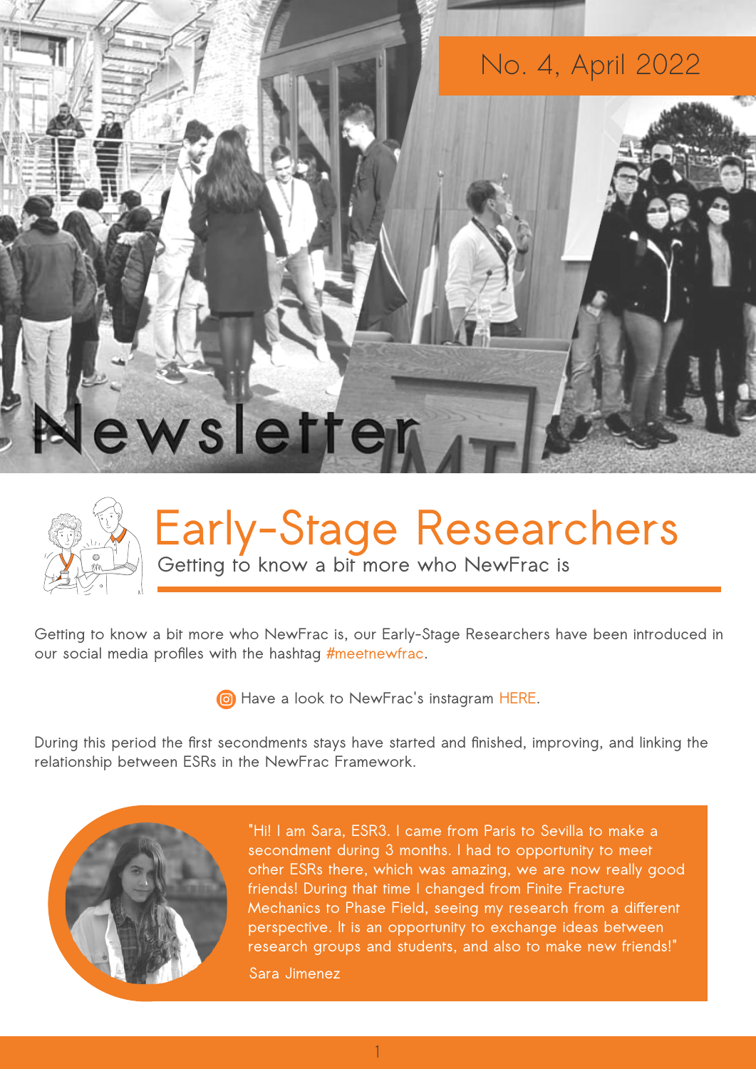No. 4, April 2022

# Newsletter

## Early-Stage Researchers

### Getting to know a bit more who NewFrac is

Getting to know a bit more who NewFrac is, our Early-Stage Researchers have been introduced in our social media profiles with the hashtag #meetnewfrac.

Have a look to NewFrac's instagram HERE.

During this period the first secondments stays have started and finished, improving, and linking the relationship between ESRs in the NewFrac Framework.

"Hi! I am Sara, ESR3. I came from Paris to Sevilla to make a secondment during 3 months. I had to opportunity to meet other ESRs there, which was amazing, we are now really good friends! During that time I changed from Finite Fracture Mechanics to Phase Field, seeing my research from a different perspective. It is an opportunity to exchange ideas between research groups and students, and also to make new friends!"

Sara Jimenez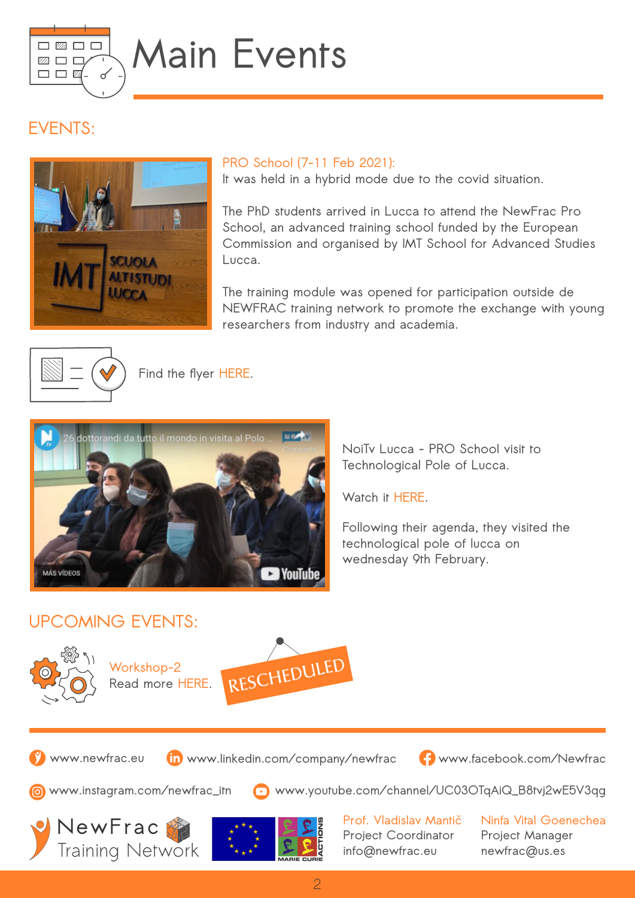# Main Events

## EVENTS:

PRO School (7-11 Feb 2021):

It was held in a hybrid mode due to the covid situation.

The PhD students arrived in Lucca to attend the NewFrac Pro School, an advanced training school funded by the European Commission and organised by IMT School for Advanced Studies Lucca.

The training module was opened for participation outside de NEWFRAC training network to promote the exchange with young researchers from industry and academia.

Find the flyer HERE.

NoiTv Lucca - PRO School visit to Technological Pole of Lucca.

Watch it HERE.

Following their agenda, they visited the technological pole of lucca on wednesday 9th February.

## UPCOMING EVENTS:

Workshop-2

Read more HERE.

RESCHEDULED

www.newfrac.eu www.linkedin.com/company/newfrac www.facebook.com/Newfrac

www.instagram.com/newfrac_itn www.youtube.com/channel/UC03OTqAiQ_B8tvj2wE5V3qg

NewFrac Training Network

Prof. Vladislav Mantič
Project Coordinator
info@newfrac.eu

Ninfa Vital Goenechea
Project Manager
newfrac@us.es